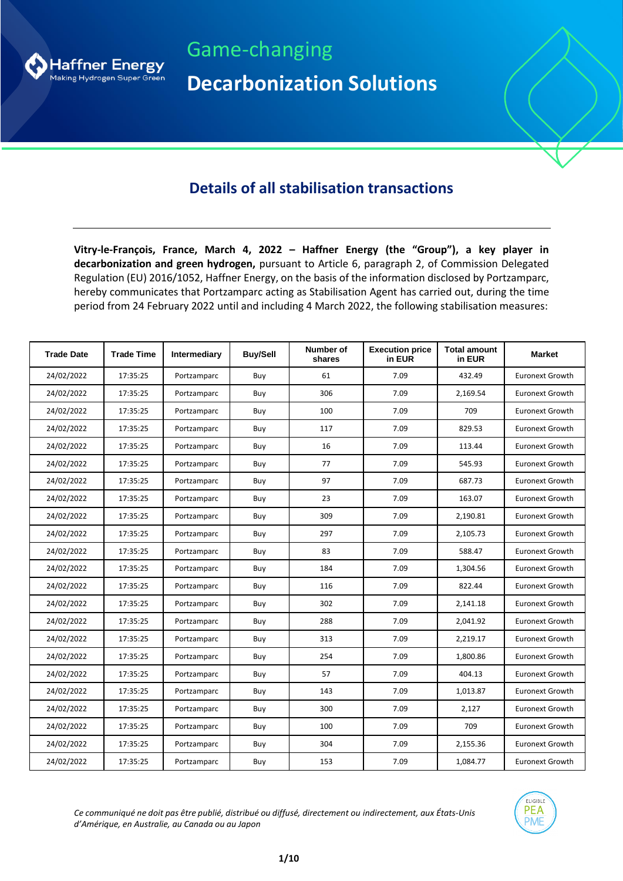Haffner Energy
Making Hydrogen Super Green

Game-changing

**Decarbonization Solutions**

## Details of all stabilisation transactions

**Vitry-le-François, France, March 4, 2022 – Haffner Energy (the "Group"), a key player in decarbonization and green hydrogen,** pursuant to Article 6, paragraph 2, of Commission Delegated Regulation (EU) 2016/1052, Haffner Energy, on the basis of the information disclosed by Portzamparc, hereby communicates that Portzamparc acting as Stabilisation Agent has carried out, during the time period from 24 February 2022 until and including 4 March 2022, the following stabilisation measures:

| Trade Date | Trade Time | Intermediary | Buy/Sell | Number of shares | Execution price in EUR | Total amount in EUR | Market |
|---|---|---|---|---|---|---|---|
| 24/02/2022 | 17:35:25 | Portzamparc | Buy | 61 | 7.09 | 432.49 | Euronext Growth |
| 24/02/2022 | 17:35:25 | Portzamparc | Buy | 306 | 7.09 | 2,169.54 | Euronext Growth |
| 24/02/2022 | 17:35:25 | Portzamparc | Buy | 100 | 7.09 | 709 | Euronext Growth |
| 24/02/2022 | 17:35:25 | Portzamparc | Buy | 117 | 7.09 | 829.53 | Euronext Growth |
| 24/02/2022 | 17:35:25 | Portzamparc | Buy | 16 | 7.09 | 113.44 | Euronext Growth |
| 24/02/2022 | 17:35:25 | Portzamparc | Buy | 77 | 7.09 | 545.93 | Euronext Growth |
| 24/02/2022 | 17:35:25 | Portzamparc | Buy | 97 | 7.09 | 687.73 | Euronext Growth |
| 24/02/2022 | 17:35:25 | Portzamparc | Buy | 23 | 7.09 | 163.07 | Euronext Growth |
| 24/02/2022 | 17:35:25 | Portzamparc | Buy | 309 | 7.09 | 2,190.81 | Euronext Growth |
| 24/02/2022 | 17:35:25 | Portzamparc | Buy | 297 | 7.09 | 2,105.73 | Euronext Growth |
| 24/02/2022 | 17:35:25 | Portzamparc | Buy | 83 | 7.09 | 588.47 | Euronext Growth |
| 24/02/2022 | 17:35:25 | Portzamparc | Buy | 184 | 7.09 | 1,304.56 | Euronext Growth |
| 24/02/2022 | 17:35:25 | Portzamparc | Buy | 116 | 7.09 | 822.44 | Euronext Growth |
| 24/02/2022 | 17:35:25 | Portzamparc | Buy | 302 | 7.09 | 2,141.18 | Euronext Growth |
| 24/02/2022 | 17:35:25 | Portzamparc | Buy | 288 | 7.09 | 2,041.92 | Euronext Growth |
| 24/02/2022 | 17:35:25 | Portzamparc | Buy | 313 | 7.09 | 2,219.17 | Euronext Growth |
| 24/02/2022 | 17:35:25 | Portzamparc | Buy | 254 | 7.09 | 1,800.86 | Euronext Growth |
| 24/02/2022 | 17:35:25 | Portzamparc | Buy | 57 | 7.09 | 404.13 | Euronext Growth |
| 24/02/2022 | 17:35:25 | Portzamparc | Buy | 143 | 7.09 | 1,013.87 | Euronext Growth |
| 24/02/2022 | 17:35:25 | Portzamparc | Buy | 300 | 7.09 | 2,127 | Euronext Growth |
| 24/02/2022 | 17:35:25 | Portzamparc | Buy | 100 | 7.09 | 709 | Euronext Growth |
| 24/02/2022 | 17:35:25 | Portzamparc | Buy | 304 | 7.09 | 2,155.36 | Euronext Growth |
| 24/02/2022 | 17:35:25 | Portzamparc | Buy | 153 | 7.09 | 1,084.77 | Euronext Growth |

*Ce communiqué ne doit pas être publié, distribué ou diffusé, directement ou indirectement, aux États-Unis d'Amérique, en Australie, au Canada ou au Japon*

ELIGIBLE PEA PME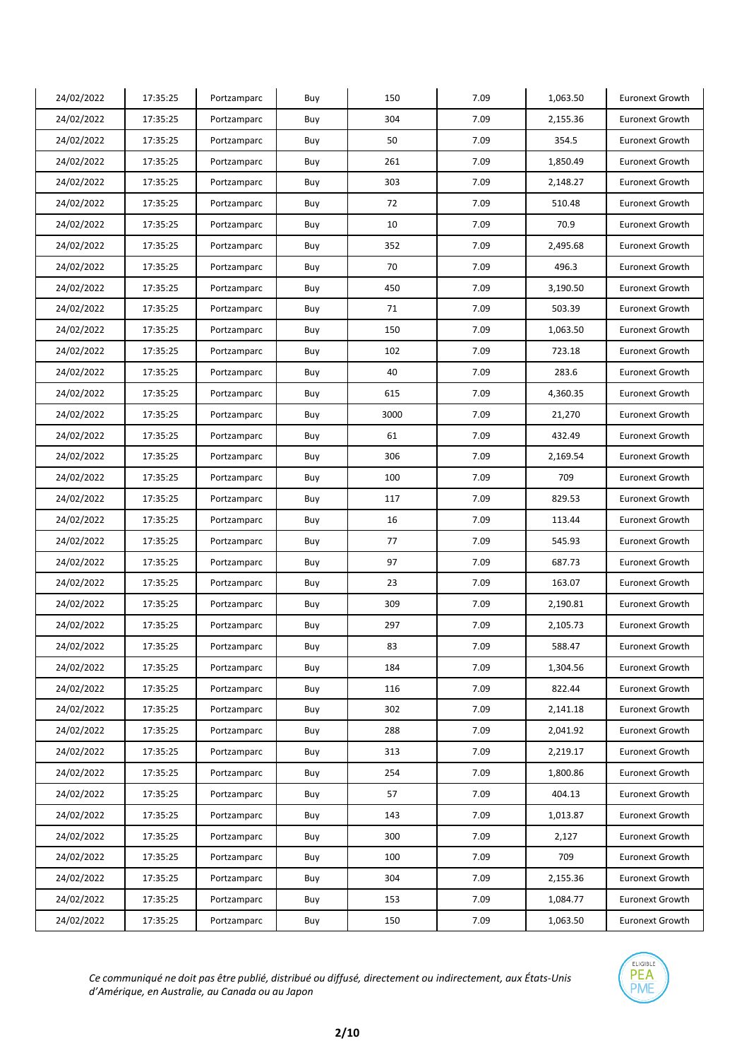| 24/02/2022 | 17:35:25 | Portzamparc | Buy | 150 | 7.09 | 1,063.50 | Euronext Growth |
|---|---|---|---|---|---|---|---|
| 24/02/2022 | 17:35:25 | Portzamparc | Buy | 304 | 7.09 | 2,155.36 | Euronext Growth |
| 24/02/2022 | 17:35:25 | Portzamparc | Buy | 50 | 7.09 | 354.5 | Euronext Growth |
| 24/02/2022 | 17:35:25 | Portzamparc | Buy | 261 | 7.09 | 1,850.49 | Euronext Growth |
| 24/02/2022 | 17:35:25 | Portzamparc | Buy | 303 | 7.09 | 2,148.27 | Euronext Growth |
| 24/02/2022 | 17:35:25 | Portzamparc | Buy | 72 | 7.09 | 510.48 | Euronext Growth |
| 24/02/2022 | 17:35:25 | Portzamparc | Buy | 10 | 7.09 | 70.9 | Euronext Growth |
| 24/02/2022 | 17:35:25 | Portzamparc | Buy | 352 | 7.09 | 2,495.68 | Euronext Growth |
| 24/02/2022 | 17:35:25 | Portzamparc | Buy | 70 | 7.09 | 496.3 | Euronext Growth |
| 24/02/2022 | 17:35:25 | Portzamparc | Buy | 450 | 7.09 | 3,190.50 | Euronext Growth |
| 24/02/2022 | 17:35:25 | Portzamparc | Buy | 71 | 7.09 | 503.39 | Euronext Growth |
| 24/02/2022 | 17:35:25 | Portzamparc | Buy | 150 | 7.09 | 1,063.50 | Euronext Growth |
| 24/02/2022 | 17:35:25 | Portzamparc | Buy | 102 | 7.09 | 723.18 | Euronext Growth |
| 24/02/2022 | 17:35:25 | Portzamparc | Buy | 40 | 7.09 | 283.6 | Euronext Growth |
| 24/02/2022 | 17:35:25 | Portzamparc | Buy | 615 | 7.09 | 4,360.35 | Euronext Growth |
| 24/02/2022 | 17:35:25 | Portzamparc | Buy | 3000 | 7.09 | 21,270 | Euronext Growth |
| 24/02/2022 | 17:35:25 | Portzamparc | Buy | 61 | 7.09 | 432.49 | Euronext Growth |
| 24/02/2022 | 17:35:25 | Portzamparc | Buy | 306 | 7.09 | 2,169.54 | Euronext Growth |
| 24/02/2022 | 17:35:25 | Portzamparc | Buy | 100 | 7.09 | 709 | Euronext Growth |
| 24/02/2022 | 17:35:25 | Portzamparc | Buy | 117 | 7.09 | 829.53 | Euronext Growth |
| 24/02/2022 | 17:35:25 | Portzamparc | Buy | 16 | 7.09 | 113.44 | Euronext Growth |
| 24/02/2022 | 17:35:25 | Portzamparc | Buy | 77 | 7.09 | 545.93 | Euronext Growth |
| 24/02/2022 | 17:35:25 | Portzamparc | Buy | 97 | 7.09 | 687.73 | Euronext Growth |
| 24/02/2022 | 17:35:25 | Portzamparc | Buy | 23 | 7.09 | 163.07 | Euronext Growth |
| 24/02/2022 | 17:35:25 | Portzamparc | Buy | 309 | 7.09 | 2,190.81 | Euronext Growth |
| 24/02/2022 | 17:35:25 | Portzamparc | Buy | 297 | 7.09 | 2,105.73 | Euronext Growth |
| 24/02/2022 | 17:35:25 | Portzamparc | Buy | 83 | 7.09 | 588.47 | Euronext Growth |
| 24/02/2022 | 17:35:25 | Portzamparc | Buy | 184 | 7.09 | 1,304.56 | Euronext Growth |
| 24/02/2022 | 17:35:25 | Portzamparc | Buy | 116 | 7.09 | 822.44 | Euronext Growth |
| 24/02/2022 | 17:35:25 | Portzamparc | Buy | 302 | 7.09 | 2,141.18 | Euronext Growth |
| 24/02/2022 | 17:35:25 | Portzamparc | Buy | 288 | 7.09 | 2,041.92 | Euronext Growth |
| 24/02/2022 | 17:35:25 | Portzamparc | Buy | 313 | 7.09 | 2,219.17 | Euronext Growth |
| 24/02/2022 | 17:35:25 | Portzamparc | Buy | 254 | 7.09 | 1,800.86 | Euronext Growth |
| 24/02/2022 | 17:35:25 | Portzamparc | Buy | 57 | 7.09 | 404.13 | Euronext Growth |
| 24/02/2022 | 17:35:25 | Portzamparc | Buy | 143 | 7.09 | 1,013.87 | Euronext Growth |
| 24/02/2022 | 17:35:25 | Portzamparc | Buy | 300 | 7.09 | 2,127 | Euronext Growth |
| 24/02/2022 | 17:35:25 | Portzamparc | Buy | 100 | 7.09 | 709 | Euronext Growth |
| 24/02/2022 | 17:35:25 | Portzamparc | Buy | 304 | 7.09 | 2,155.36 | Euronext Growth |
| 24/02/2022 | 17:35:25 | Portzamparc | Buy | 153 | 7.09 | 1,084.77 | Euronext Growth |
| 24/02/2022 | 17:35:25 | Portzamparc | Buy | 150 | 7.09 | 1,063.50 | Euronext Growth |

*Ce communiqué ne doit pas être publié, distribué ou diffusé, directement ou indirectement, aux États-Unis d'Amérique, en Australie, au Canada ou au Japon*

ELIGIBLE PEA PME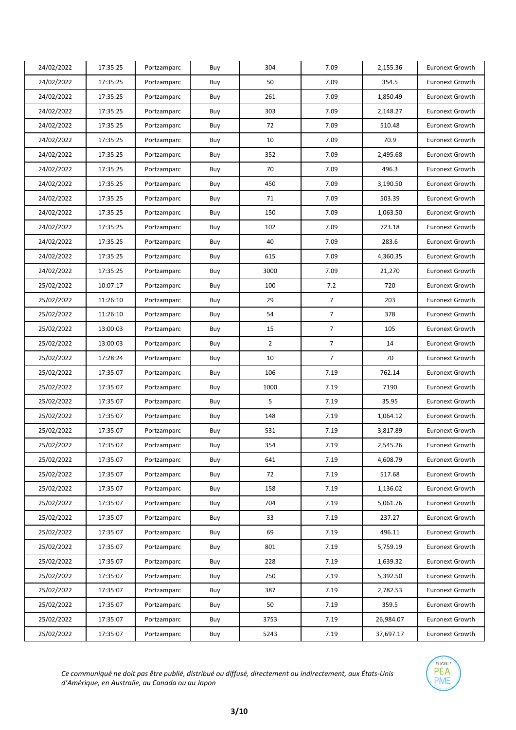| 24/02/2022 | 17:35:25 | Portzamparc | Buy | 304 | 7.09 | 2,155.36 | Euronext Growth |
|---|---|---|---|---|---|---|---|
| 24/02/2022 | 17:35:25 | Portzamparc | Buy | 50 | 7.09 | 354.5 | Euronext Growth |
| 24/02/2022 | 17:35:25 | Portzamparc | Buy | 261 | 7.09 | 1,850.49 | Euronext Growth |
| 24/02/2022 | 17:35:25 | Portzamparc | Buy | 303 | 7.09 | 2,148.27 | Euronext Growth |
| 24/02/2022 | 17:35:25 | Portzamparc | Buy | 72 | 7.09 | 510.48 | Euronext Growth |
| 24/02/2022 | 17:35:25 | Portzamparc | Buy | 10 | 7.09 | 70.9 | Euronext Growth |
| 24/02/2022 | 17:35:25 | Portzamparc | Buy | 352 | 7.09 | 2,495.68 | Euronext Growth |
| 24/02/2022 | 17:35:25 | Portzamparc | Buy | 70 | 7.09 | 496.3 | Euronext Growth |
| 24/02/2022 | 17:35:25 | Portzamparc | Buy | 450 | 7.09 | 3,190.50 | Euronext Growth |
| 24/02/2022 | 17:35:25 | Portzamparc | Buy | 71 | 7.09 | 503.39 | Euronext Growth |
| 24/02/2022 | 17:35:25 | Portzamparc | Buy | 150 | 7.09 | 1,063.50 | Euronext Growth |
| 24/02/2022 | 17:35:25 | Portzamparc | Buy | 102 | 7.09 | 723.18 | Euronext Growth |
| 24/02/2022 | 17:35:25 | Portzamparc | Buy | 40 | 7.09 | 283.6 | Euronext Growth |
| 24/02/2022 | 17:35:25 | Portzamparc | Buy | 615 | 7.09 | 4,360.35 | Euronext Growth |
| 24/02/2022 | 17:35:25 | Portzamparc | Buy | 3000 | 7.09 | 21,270 | Euronext Growth |
| 25/02/2022 | 10:07:17 | Portzamparc | Buy | 100 | 7.2 | 720 | Euronext Growth |
| 25/02/2022 | 11:26:10 | Portzamparc | Buy | 29 | 7 | 203 | Euronext Growth |
| 25/02/2022 | 11:26:10 | Portzamparc | Buy | 54 | 7 | 378 | Euronext Growth |
| 25/02/2022 | 13:00:03 | Portzamparc | Buy | 15 | 7 | 105 | Euronext Growth |
| 25/02/2022 | 13:00:03 | Portzamparc | Buy | 2 | 7 | 14 | Euronext Growth |
| 25/02/2022 | 17:28:24 | Portzamparc | Buy | 10 | 7 | 70 | Euronext Growth |
| 25/02/2022 | 17:35:07 | Portzamparc | Buy | 106 | 7.19 | 762.14 | Euronext Growth |
| 25/02/2022 | 17:35:07 | Portzamparc | Buy | 1000 | 7.19 | 7190 | Euronext Growth |
| 25/02/2022 | 17:35:07 | Portzamparc | Buy | 5 | 7.19 | 35.95 | Euronext Growth |
| 25/02/2022 | 17:35:07 | Portzamparc | Buy | 148 | 7.19 | 1,064.12 | Euronext Growth |
| 25/02/2022 | 17:35:07 | Portzamparc | Buy | 531 | 7.19 | 3,817.89 | Euronext Growth |
| 25/02/2022 | 17:35:07 | Portzamparc | Buy | 354 | 7.19 | 2,545.26 | Euronext Growth |
| 25/02/2022 | 17:35:07 | Portzamparc | Buy | 641 | 7.19 | 4,608.79 | Euronext Growth |
| 25/02/2022 | 17:35:07 | Portzamparc | Buy | 72 | 7.19 | 517.68 | Euronext Growth |
| 25/02/2022 | 17:35:07 | Portzamparc | Buy | 158 | 7.19 | 1,136.02 | Euronext Growth |
| 25/02/2022 | 17:35:07 | Portzamparc | Buy | 704 | 7.19 | 5,061.76 | Euronext Growth |
| 25/02/2022 | 17:35:07 | Portzamparc | Buy | 33 | 7.19 | 237.27 | Euronext Growth |
| 25/02/2022 | 17:35:07 | Portzamparc | Buy | 69 | 7.19 | 496.11 | Euronext Growth |
| 25/02/2022 | 17:35:07 | Portzamparc | Buy | 801 | 7.19 | 5,759.19 | Euronext Growth |
| 25/02/2022 | 17:35:07 | Portzamparc | Buy | 228 | 7.19 | 1,639.32 | Euronext Growth |
| 25/02/2022 | 17:35:07 | Portzamparc | Buy | 750 | 7.19 | 5,392.50 | Euronext Growth |
| 25/02/2022 | 17:35:07 | Portzamparc | Buy | 387 | 7.19 | 2,782.53 | Euronext Growth |
| 25/02/2022 | 17:35:07 | Portzamparc | Buy | 50 | 7.19 | 359.5 | Euronext Growth |
| 25/02/2022 | 17:35:07 | Portzamparc | Buy | 3753 | 7.19 | 26,984.07 | Euronext Growth |
| 25/02/2022 | 17:35:07 | Portzamparc | Buy | 5243 | 7.19 | 37,697.17 | Euronext Growth |

*Ce communiqué ne doit pas être publié, distribué ou diffusé, directement ou indirectement, aux États-Unis d'Amérique, en Australie, au Canada ou au Japon*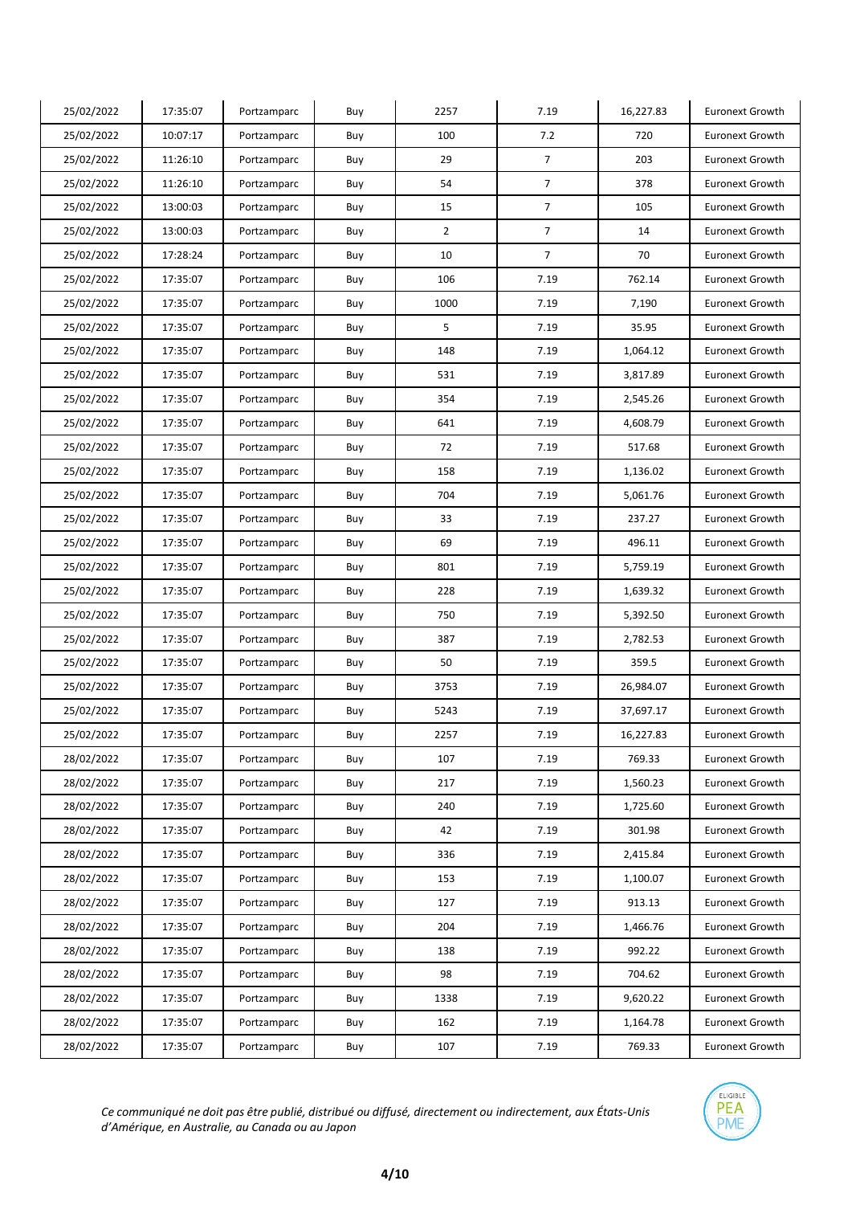| | | | | | | | |
|---|---|---|---|---|---|---|---|
| 25/02/2022 | 17:35:07 | Portzamparc | Buy | 2257 | 7.19 | 16,227.83 | Euronext Growth |
| 25/02/2022 | 10:07:17 | Portzamparc | Buy | 100 | 7.2 | 720 | Euronext Growth |
| 25/02/2022 | 11:26:10 | Portzamparc | Buy | 29 | 7 | 203 | Euronext Growth |
| 25/02/2022 | 11:26:10 | Portzamparc | Buy | 54 | 7 | 378 | Euronext Growth |
| 25/02/2022 | 13:00:03 | Portzamparc | Buy | 15 | 7 | 105 | Euronext Growth |
| 25/02/2022 | 13:00:03 | Portzamparc | Buy | 2 | 7 | 14 | Euronext Growth |
| 25/02/2022 | 17:28:24 | Portzamparc | Buy | 10 | 7 | 70 | Euronext Growth |
| 25/02/2022 | 17:35:07 | Portzamparc | Buy | 106 | 7.19 | 762.14 | Euronext Growth |
| 25/02/2022 | 17:35:07 | Portzamparc | Buy | 1000 | 7.19 | 7,190 | Euronext Growth |
| 25/02/2022 | 17:35:07 | Portzamparc | Buy | 5 | 7.19 | 35.95 | Euronext Growth |
| 25/02/2022 | 17:35:07 | Portzamparc | Buy | 148 | 7.19 | 1,064.12 | Euronext Growth |
| 25/02/2022 | 17:35:07 | Portzamparc | Buy | 531 | 7.19 | 3,817.89 | Euronext Growth |
| 25/02/2022 | 17:35:07 | Portzamparc | Buy | 354 | 7.19 | 2,545.26 | Euronext Growth |
| 25/02/2022 | 17:35:07 | Portzamparc | Buy | 641 | 7.19 | 4,608.79 | Euronext Growth |
| 25/02/2022 | 17:35:07 | Portzamparc | Buy | 72 | 7.19 | 517.68 | Euronext Growth |
| 25/02/2022 | 17:35:07 | Portzamparc | Buy | 158 | 7.19 | 1,136.02 | Euronext Growth |
| 25/02/2022 | 17:35:07 | Portzamparc | Buy | 704 | 7.19 | 5,061.76 | Euronext Growth |
| 25/02/2022 | 17:35:07 | Portzamparc | Buy | 33 | 7.19 | 237.27 | Euronext Growth |
| 25/02/2022 | 17:35:07 | Portzamparc | Buy | 69 | 7.19 | 496.11 | Euronext Growth |
| 25/02/2022 | 17:35:07 | Portzamparc | Buy | 801 | 7.19 | 5,759.19 | Euronext Growth |
| 25/02/2022 | 17:35:07 | Portzamparc | Buy | 228 | 7.19 | 1,639.32 | Euronext Growth |
| 25/02/2022 | 17:35:07 | Portzamparc | Buy | 750 | 7.19 | 5,392.50 | Euronext Growth |
| 25/02/2022 | 17:35:07 | Portzamparc | Buy | 387 | 7.19 | 2,782.53 | Euronext Growth |
| 25/02/2022 | 17:35:07 | Portzamparc | Buy | 50 | 7.19 | 359.5 | Euronext Growth |
| 25/02/2022 | 17:35:07 | Portzamparc | Buy | 3753 | 7.19 | 26,984.07 | Euronext Growth |
| 25/02/2022 | 17:35:07 | Portzamparc | Buy | 5243 | 7.19 | 37,697.17 | Euronext Growth |
| 25/02/2022 | 17:35:07 | Portzamparc | Buy | 2257 | 7.19 | 16,227.83 | Euronext Growth |
| 28/02/2022 | 17:35:07 | Portzamparc | Buy | 107 | 7.19 | 769.33 | Euronext Growth |
| 28/02/2022 | 17:35:07 | Portzamparc | Buy | 217 | 7.19 | 1,560.23 | Euronext Growth |
| 28/02/2022 | 17:35:07 | Portzamparc | Buy | 240 | 7.19 | 1,725.60 | Euronext Growth |
| 28/02/2022 | 17:35:07 | Portzamparc | Buy | 42 | 7.19 | 301.98 | Euronext Growth |
| 28/02/2022 | 17:35:07 | Portzamparc | Buy | 336 | 7.19 | 2,415.84 | Euronext Growth |
| 28/02/2022 | 17:35:07 | Portzamparc | Buy | 153 | 7.19 | 1,100.07 | Euronext Growth |
| 28/02/2022 | 17:35:07 | Portzamparc | Buy | 127 | 7.19 | 913.13 | Euronext Growth |
| 28/02/2022 | 17:35:07 | Portzamparc | Buy | 204 | 7.19 | 1,466.76 | Euronext Growth |
| 28/02/2022 | 17:35:07 | Portzamparc | Buy | 138 | 7.19 | 992.22 | Euronext Growth |
| 28/02/2022 | 17:35:07 | Portzamparc | Buy | 98 | 7.19 | 704.62 | Euronext Growth |
| 28/02/2022 | 17:35:07 | Portzamparc | Buy | 1338 | 7.19 | 9,620.22 | Euronext Growth |
| 28/02/2022 | 17:35:07 | Portzamparc | Buy | 162 | 7.19 | 1,164.78 | Euronext Growth |
| 28/02/2022 | 17:35:07 | Portzamparc | Buy | 107 | 7.19 | 769.33 | Euronext Growth |

*Ce communiqué ne doit pas être publié, distribué ou diffusé, directement ou indirectement, aux États-Unis d'Amérique, en Australie, au Canada ou au Japon*

ELIGIBLE PEA PME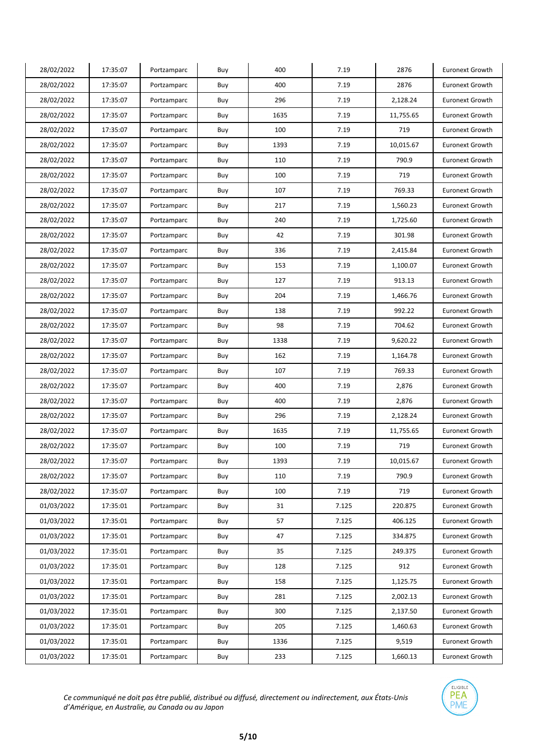| 28/02/2022 | 17:35:07 | Portzamparc | Buy | 400 | 7.19 | 2876 | Euronext Growth |
|---|---|---|---|---|---|---|---|
| 28/02/2022 | 17:35:07 | Portzamparc | Buy | 400 | 7.19 | 2876 | Euronext Growth |
| 28/02/2022 | 17:35:07 | Portzamparc | Buy | 296 | 7.19 | 2,128.24 | Euronext Growth |
| 28/02/2022 | 17:35:07 | Portzamparc | Buy | 1635 | 7.19 | 11,755.65 | Euronext Growth |
| 28/02/2022 | 17:35:07 | Portzamparc | Buy | 100 | 7.19 | 719 | Euronext Growth |
| 28/02/2022 | 17:35:07 | Portzamparc | Buy | 1393 | 7.19 | 10,015.67 | Euronext Growth |
| 28/02/2022 | 17:35:07 | Portzamparc | Buy | 110 | 7.19 | 790.9 | Euronext Growth |
| 28/02/2022 | 17:35:07 | Portzamparc | Buy | 100 | 7.19 | 719 | Euronext Growth |
| 28/02/2022 | 17:35:07 | Portzamparc | Buy | 107 | 7.19 | 769.33 | Euronext Growth |
| 28/02/2022 | 17:35:07 | Portzamparc | Buy | 217 | 7.19 | 1,560.23 | Euronext Growth |
| 28/02/2022 | 17:35:07 | Portzamparc | Buy | 240 | 7.19 | 1,725.60 | Euronext Growth |
| 28/02/2022 | 17:35:07 | Portzamparc | Buy | 42 | 7.19 | 301.98 | Euronext Growth |
| 28/02/2022 | 17:35:07 | Portzamparc | Buy | 336 | 7.19 | 2,415.84 | Euronext Growth |
| 28/02/2022 | 17:35:07 | Portzamparc | Buy | 153 | 7.19 | 1,100.07 | Euronext Growth |
| 28/02/2022 | 17:35:07 | Portzamparc | Buy | 127 | 7.19 | 913.13 | Euronext Growth |
| 28/02/2022 | 17:35:07 | Portzamparc | Buy | 204 | 7.19 | 1,466.76 | Euronext Growth |
| 28/02/2022 | 17:35:07 | Portzamparc | Buy | 138 | 7.19 | 992.22 | Euronext Growth |
| 28/02/2022 | 17:35:07 | Portzamparc | Buy | 98 | 7.19 | 704.62 | Euronext Growth |
| 28/02/2022 | 17:35:07 | Portzamparc | Buy | 1338 | 7.19 | 9,620.22 | Euronext Growth |
| 28/02/2022 | 17:35:07 | Portzamparc | Buy | 162 | 7.19 | 1,164.78 | Euronext Growth |
| 28/02/2022 | 17:35:07 | Portzamparc | Buy | 107 | 7.19 | 769.33 | Euronext Growth |
| 28/02/2022 | 17:35:07 | Portzamparc | Buy | 400 | 7.19 | 2,876 | Euronext Growth |
| 28/02/2022 | 17:35:07 | Portzamparc | Buy | 400 | 7.19 | 2,876 | Euronext Growth |
| 28/02/2022 | 17:35:07 | Portzamparc | Buy | 296 | 7.19 | 2,128.24 | Euronext Growth |
| 28/02/2022 | 17:35:07 | Portzamparc | Buy | 1635 | 7.19 | 11,755.65 | Euronext Growth |
| 28/02/2022 | 17:35:07 | Portzamparc | Buy | 100 | 7.19 | 719 | Euronext Growth |
| 28/02/2022 | 17:35:07 | Portzamparc | Buy | 1393 | 7.19 | 10,015.67 | Euronext Growth |
| 28/02/2022 | 17:35:07 | Portzamparc | Buy | 110 | 7.19 | 790.9 | Euronext Growth |
| 28/02/2022 | 17:35:07 | Portzamparc | Buy | 100 | 7.19 | 719 | Euronext Growth |
| 01/03/2022 | 17:35:01 | Portzamparc | Buy | 31 | 7.125 | 220.875 | Euronext Growth |
| 01/03/2022 | 17:35:01 | Portzamparc | Buy | 57 | 7.125 | 406.125 | Euronext Growth |
| 01/03/2022 | 17:35:01 | Portzamparc | Buy | 47 | 7.125 | 334.875 | Euronext Growth |
| 01/03/2022 | 17:35:01 | Portzamparc | Buy | 35 | 7.125 | 249.375 | Euronext Growth |
| 01/03/2022 | 17:35:01 | Portzamparc | Buy | 128 | 7.125 | 912 | Euronext Growth |
| 01/03/2022 | 17:35:01 | Portzamparc | Buy | 158 | 7.125 | 1,125.75 | Euronext Growth |
| 01/03/2022 | 17:35:01 | Portzamparc | Buy | 281 | 7.125 | 2,002.13 | Euronext Growth |
| 01/03/2022 | 17:35:01 | Portzamparc | Buy | 300 | 7.125 | 2,137.50 | Euronext Growth |
| 01/03/2022 | 17:35:01 | Portzamparc | Buy | 205 | 7.125 | 1,460.63 | Euronext Growth |
| 01/03/2022 | 17:35:01 | Portzamparc | Buy | 1336 | 7.125 | 9,519 | Euronext Growth |
| 01/03/2022 | 17:35:01 | Portzamparc | Buy | 233 | 7.125 | 1,660.13 | Euronext Growth |

*Ce communiqué ne doit pas être publié, distribué ou diffusé, directement ou indirectement, aux États-Unis d'Amérique, en Australie, au Canada ou au Japon*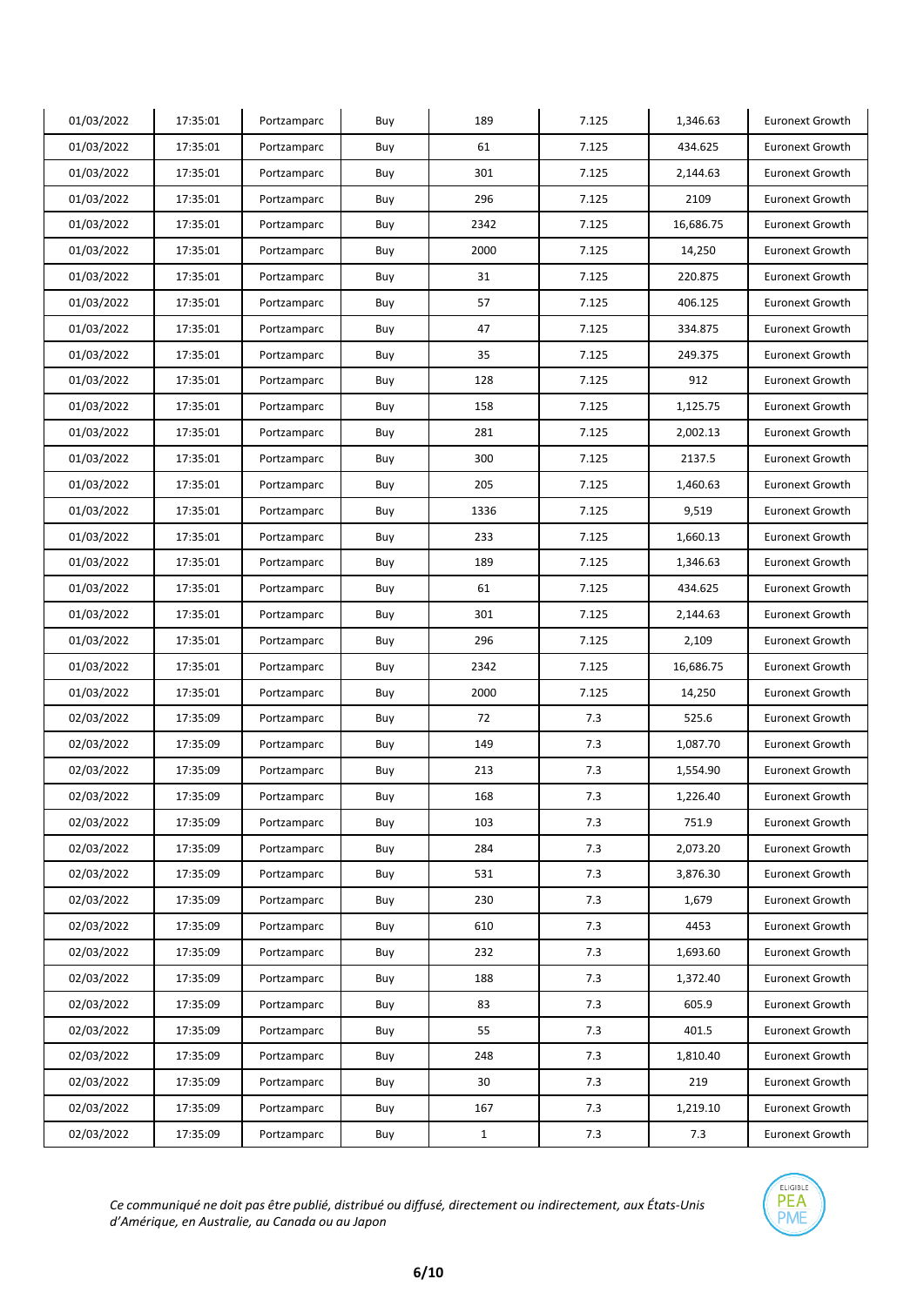| 01/03/2022 | 17:35:01 | Portzamparc | Buy | 189 | 7.125 | 1,346.63 | Euronext Growth |
|---|---|---|---|---|---|---|---|
| 01/03/2022 | 17:35:01 | Portzamparc | Buy | 61 | 7.125 | 434.625 | Euronext Growth |
| 01/03/2022 | 17:35:01 | Portzamparc | Buy | 301 | 7.125 | 2,144.63 | Euronext Growth |
| 01/03/2022 | 17:35:01 | Portzamparc | Buy | 296 | 7.125 | 2109 | Euronext Growth |
| 01/03/2022 | 17:35:01 | Portzamparc | Buy | 2342 | 7.125 | 16,686.75 | Euronext Growth |
| 01/03/2022 | 17:35:01 | Portzamparc | Buy | 2000 | 7.125 | 14,250 | Euronext Growth |
| 01/03/2022 | 17:35:01 | Portzamparc | Buy | 31 | 7.125 | 220.875 | Euronext Growth |
| 01/03/2022 | 17:35:01 | Portzamparc | Buy | 57 | 7.125 | 406.125 | Euronext Growth |
| 01/03/2022 | 17:35:01 | Portzamparc | Buy | 47 | 7.125 | 334.875 | Euronext Growth |
| 01/03/2022 | 17:35:01 | Portzamparc | Buy | 35 | 7.125 | 249.375 | Euronext Growth |
| 01/03/2022 | 17:35:01 | Portzamparc | Buy | 128 | 7.125 | 912 | Euronext Growth |
| 01/03/2022 | 17:35:01 | Portzamparc | Buy | 158 | 7.125 | 1,125.75 | Euronext Growth |
| 01/03/2022 | 17:35:01 | Portzamparc | Buy | 281 | 7.125 | 2,002.13 | Euronext Growth |
| 01/03/2022 | 17:35:01 | Portzamparc | Buy | 300 | 7.125 | 2137.5 | Euronext Growth |
| 01/03/2022 | 17:35:01 | Portzamparc | Buy | 205 | 7.125 | 1,460.63 | Euronext Growth |
| 01/03/2022 | 17:35:01 | Portzamparc | Buy | 1336 | 7.125 | 9,519 | Euronext Growth |
| 01/03/2022 | 17:35:01 | Portzamparc | Buy | 233 | 7.125 | 1,660.13 | Euronext Growth |
| 01/03/2022 | 17:35:01 | Portzamparc | Buy | 189 | 7.125 | 1,346.63 | Euronext Growth |
| 01/03/2022 | 17:35:01 | Portzamparc | Buy | 61 | 7.125 | 434.625 | Euronext Growth |
| 01/03/2022 | 17:35:01 | Portzamparc | Buy | 301 | 7.125 | 2,144.63 | Euronext Growth |
| 01/03/2022 | 17:35:01 | Portzamparc | Buy | 296 | 7.125 | 2,109 | Euronext Growth |
| 01/03/2022 | 17:35:01 | Portzamparc | Buy | 2342 | 7.125 | 16,686.75 | Euronext Growth |
| 01/03/2022 | 17:35:01 | Portzamparc | Buy | 2000 | 7.125 | 14,250 | Euronext Growth |
| 02/03/2022 | 17:35:09 | Portzamparc | Buy | 72 | 7.3 | 525.6 | Euronext Growth |
| 02/03/2022 | 17:35:09 | Portzamparc | Buy | 149 | 7.3 | 1,087.70 | Euronext Growth |
| 02/03/2022 | 17:35:09 | Portzamparc | Buy | 213 | 7.3 | 1,554.90 | Euronext Growth |
| 02/03/2022 | 17:35:09 | Portzamparc | Buy | 168 | 7.3 | 1,226.40 | Euronext Growth |
| 02/03/2022 | 17:35:09 | Portzamparc | Buy | 103 | 7.3 | 751.9 | Euronext Growth |
| 02/03/2022 | 17:35:09 | Portzamparc | Buy | 284 | 7.3 | 2,073.20 | Euronext Growth |
| 02/03/2022 | 17:35:09 | Portzamparc | Buy | 531 | 7.3 | 3,876.30 | Euronext Growth |
| 02/03/2022 | 17:35:09 | Portzamparc | Buy | 230 | 7.3 | 1,679 | Euronext Growth |
| 02/03/2022 | 17:35:09 | Portzamparc | Buy | 610 | 7.3 | 4453 | Euronext Growth |
| 02/03/2022 | 17:35:09 | Portzamparc | Buy | 232 | 7.3 | 1,693.60 | Euronext Growth |
| 02/03/2022 | 17:35:09 | Portzamparc | Buy | 188 | 7.3 | 1,372.40 | Euronext Growth |
| 02/03/2022 | 17:35:09 | Portzamparc | Buy | 83 | 7.3 | 605.9 | Euronext Growth |
| 02/03/2022 | 17:35:09 | Portzamparc | Buy | 55 | 7.3 | 401.5 | Euronext Growth |
| 02/03/2022 | 17:35:09 | Portzamparc | Buy | 248 | 7.3 | 1,810.40 | Euronext Growth |
| 02/03/2022 | 17:35:09 | Portzamparc | Buy | 30 | 7.3 | 219 | Euronext Growth |
| 02/03/2022 | 17:35:09 | Portzamparc | Buy | 167 | 7.3 | 1,219.10 | Euronext Growth |
| 02/03/2022 | 17:35:09 | Portzamparc | Buy | 1 | 7.3 | 7.3 | Euronext Growth |

*Ce communiqué ne doit pas être publié, distribué ou diffusé, directement ou indirectement, aux États-Unis d'Amérique, en Australie, au Canada ou au Japon*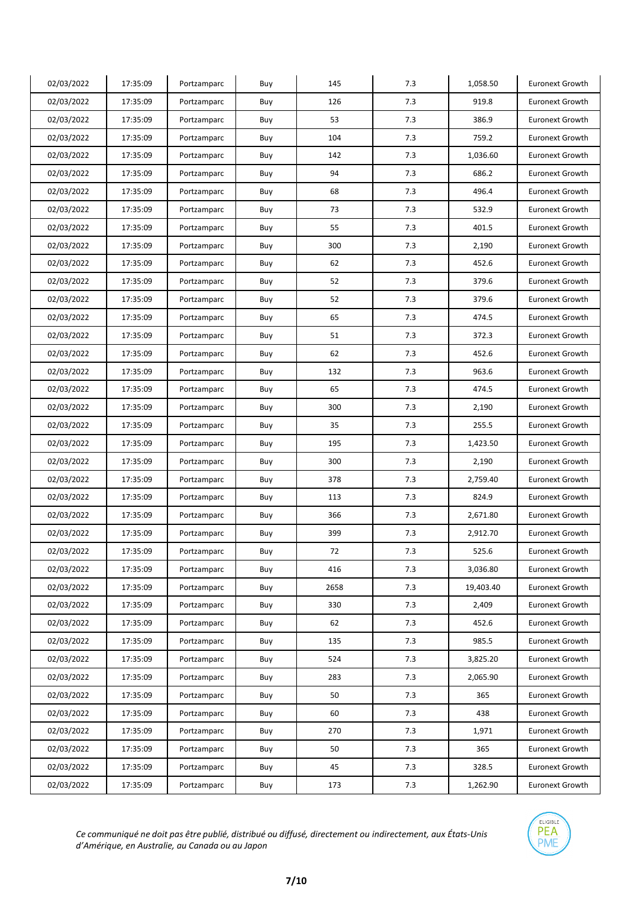| 02/03/2022 | 17:35:09 | Portzamparc | Buy | 145 | 7.3 | 1,058.50 | Euronext Growth |
|---|---|---|---|---|---|---|---|
| 02/03/2022 | 17:35:09 | Portzamparc | Buy | 126 | 7.3 | 919.8 | Euronext Growth |
| 02/03/2022 | 17:35:09 | Portzamparc | Buy | 53 | 7.3 | 386.9 | Euronext Growth |
| 02/03/2022 | 17:35:09 | Portzamparc | Buy | 104 | 7.3 | 759.2 | Euronext Growth |
| 02/03/2022 | 17:35:09 | Portzamparc | Buy | 142 | 7.3 | 1,036.60 | Euronext Growth |
| 02/03/2022 | 17:35:09 | Portzamparc | Buy | 94 | 7.3 | 686.2 | Euronext Growth |
| 02/03/2022 | 17:35:09 | Portzamparc | Buy | 68 | 7.3 | 496.4 | Euronext Growth |
| 02/03/2022 | 17:35:09 | Portzamparc | Buy | 73 | 7.3 | 532.9 | Euronext Growth |
| 02/03/2022 | 17:35:09 | Portzamparc | Buy | 55 | 7.3 | 401.5 | Euronext Growth |
| 02/03/2022 | 17:35:09 | Portzamparc | Buy | 300 | 7.3 | 2,190 | Euronext Growth |
| 02/03/2022 | 17:35:09 | Portzamparc | Buy | 62 | 7.3 | 452.6 | Euronext Growth |
| 02/03/2022 | 17:35:09 | Portzamparc | Buy | 52 | 7.3 | 379.6 | Euronext Growth |
| 02/03/2022 | 17:35:09 | Portzamparc | Buy | 52 | 7.3 | 379.6 | Euronext Growth |
| 02/03/2022 | 17:35:09 | Portzamparc | Buy | 65 | 7.3 | 474.5 | Euronext Growth |
| 02/03/2022 | 17:35:09 | Portzamparc | Buy | 51 | 7.3 | 372.3 | Euronext Growth |
| 02/03/2022 | 17:35:09 | Portzamparc | Buy | 62 | 7.3 | 452.6 | Euronext Growth |
| 02/03/2022 | 17:35:09 | Portzamparc | Buy | 132 | 7.3 | 963.6 | Euronext Growth |
| 02/03/2022 | 17:35:09 | Portzamparc | Buy | 65 | 7.3 | 474.5 | Euronext Growth |
| 02/03/2022 | 17:35:09 | Portzamparc | Buy | 300 | 7.3 | 2,190 | Euronext Growth |
| 02/03/2022 | 17:35:09 | Portzamparc | Buy | 35 | 7.3 | 255.5 | Euronext Growth |
| 02/03/2022 | 17:35:09 | Portzamparc | Buy | 195 | 7.3 | 1,423.50 | Euronext Growth |
| 02/03/2022 | 17:35:09 | Portzamparc | Buy | 300 | 7.3 | 2,190 | Euronext Growth |
| 02/03/2022 | 17:35:09 | Portzamparc | Buy | 378 | 7.3 | 2,759.40 | Euronext Growth |
| 02/03/2022 | 17:35:09 | Portzamparc | Buy | 113 | 7.3 | 824.9 | Euronext Growth |
| 02/03/2022 | 17:35:09 | Portzamparc | Buy | 366 | 7.3 | 2,671.80 | Euronext Growth |
| 02/03/2022 | 17:35:09 | Portzamparc | Buy | 399 | 7.3 | 2,912.70 | Euronext Growth |
| 02/03/2022 | 17:35:09 | Portzamparc | Buy | 72 | 7.3 | 525.6 | Euronext Growth |
| 02/03/2022 | 17:35:09 | Portzamparc | Buy | 416 | 7.3 | 3,036.80 | Euronext Growth |
| 02/03/2022 | 17:35:09 | Portzamparc | Buy | 2658 | 7.3 | 19,403.40 | Euronext Growth |
| 02/03/2022 | 17:35:09 | Portzamparc | Buy | 330 | 7.3 | 2,409 | Euronext Growth |
| 02/03/2022 | 17:35:09 | Portzamparc | Buy | 62 | 7.3 | 452.6 | Euronext Growth |
| 02/03/2022 | 17:35:09 | Portzamparc | Buy | 135 | 7.3 | 985.5 | Euronext Growth |
| 02/03/2022 | 17:35:09 | Portzamparc | Buy | 524 | 7.3 | 3,825.20 | Euronext Growth |
| 02/03/2022 | 17:35:09 | Portzamparc | Buy | 283 | 7.3 | 2,065.90 | Euronext Growth |
| 02/03/2022 | 17:35:09 | Portzamparc | Buy | 50 | 7.3 | 365 | Euronext Growth |
| 02/03/2022 | 17:35:09 | Portzamparc | Buy | 60 | 7.3 | 438 | Euronext Growth |
| 02/03/2022 | 17:35:09 | Portzamparc | Buy | 270 | 7.3 | 1,971 | Euronext Growth |
| 02/03/2022 | 17:35:09 | Portzamparc | Buy | 50 | 7.3 | 365 | Euronext Growth |
| 02/03/2022 | 17:35:09 | Portzamparc | Buy | 45 | 7.3 | 328.5 | Euronext Growth |
| 02/03/2022 | 17:35:09 | Portzamparc | Buy | 173 | 7.3 | 1,262.90 | Euronext Growth |

*Ce communiqué ne doit pas être publié, distribué ou diffusé, directement ou indirectement, aux États-Unis d'Amérique, en Australie, au Canada ou au Japon*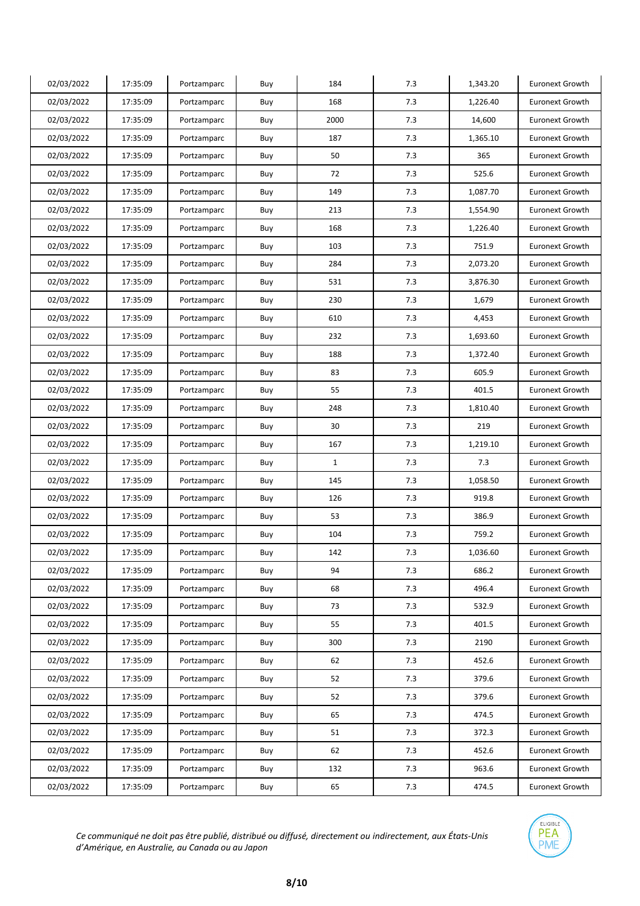| 02/03/2022 | 17:35:09 | Portzamparc | Buy | 184 | 7.3 | 1,343.20 | Euronext Growth |
|---|---|---|---|---|---|---|---|
| 02/03/2022 | 17:35:09 | Portzamparc | Buy | 168 | 7.3 | 1,226.40 | Euronext Growth |
| 02/03/2022 | 17:35:09 | Portzamparc | Buy | 2000 | 7.3 | 14,600 | Euronext Growth |
| 02/03/2022 | 17:35:09 | Portzamparc | Buy | 187 | 7.3 | 1,365.10 | Euronext Growth |
| 02/03/2022 | 17:35:09 | Portzamparc | Buy | 50 | 7.3 | 365 | Euronext Growth |
| 02/03/2022 | 17:35:09 | Portzamparc | Buy | 72 | 7.3 | 525.6 | Euronext Growth |
| 02/03/2022 | 17:35:09 | Portzamparc | Buy | 149 | 7.3 | 1,087.70 | Euronext Growth |
| 02/03/2022 | 17:35:09 | Portzamparc | Buy | 213 | 7.3 | 1,554.90 | Euronext Growth |
| 02/03/2022 | 17:35:09 | Portzamparc | Buy | 168 | 7.3 | 1,226.40 | Euronext Growth |
| 02/03/2022 | 17:35:09 | Portzamparc | Buy | 103 | 7.3 | 751.9 | Euronext Growth |
| 02/03/2022 | 17:35:09 | Portzamparc | Buy | 284 | 7.3 | 2,073.20 | Euronext Growth |
| 02/03/2022 | 17:35:09 | Portzamparc | Buy | 531 | 7.3 | 3,876.30 | Euronext Growth |
| 02/03/2022 | 17:35:09 | Portzamparc | Buy | 230 | 7.3 | 1,679 | Euronext Growth |
| 02/03/2022 | 17:35:09 | Portzamparc | Buy | 610 | 7.3 | 4,453 | Euronext Growth |
| 02/03/2022 | 17:35:09 | Portzamparc | Buy | 232 | 7.3 | 1,693.60 | Euronext Growth |
| 02/03/2022 | 17:35:09 | Portzamparc | Buy | 188 | 7.3 | 1,372.40 | Euronext Growth |
| 02/03/2022 | 17:35:09 | Portzamparc | Buy | 83 | 7.3 | 605.9 | Euronext Growth |
| 02/03/2022 | 17:35:09 | Portzamparc | Buy | 55 | 7.3 | 401.5 | Euronext Growth |
| 02/03/2022 | 17:35:09 | Portzamparc | Buy | 248 | 7.3 | 1,810.40 | Euronext Growth |
| 02/03/2022 | 17:35:09 | Portzamparc | Buy | 30 | 7.3 | 219 | Euronext Growth |
| 02/03/2022 | 17:35:09 | Portzamparc | Buy | 167 | 7.3 | 1,219.10 | Euronext Growth |
| 02/03/2022 | 17:35:09 | Portzamparc | Buy | 1 | 7.3 | 7.3 | Euronext Growth |
| 02/03/2022 | 17:35:09 | Portzamparc | Buy | 145 | 7.3 | 1,058.50 | Euronext Growth |
| 02/03/2022 | 17:35:09 | Portzamparc | Buy | 126 | 7.3 | 919.8 | Euronext Growth |
| 02/03/2022 | 17:35:09 | Portzamparc | Buy | 53 | 7.3 | 386.9 | Euronext Growth |
| 02/03/2022 | 17:35:09 | Portzamparc | Buy | 104 | 7.3 | 759.2 | Euronext Growth |
| 02/03/2022 | 17:35:09 | Portzamparc | Buy | 142 | 7.3 | 1,036.60 | Euronext Growth |
| 02/03/2022 | 17:35:09 | Portzamparc | Buy | 94 | 7.3 | 686.2 | Euronext Growth |
| 02/03/2022 | 17:35:09 | Portzamparc | Buy | 68 | 7.3 | 496.4 | Euronext Growth |
| 02/03/2022 | 17:35:09 | Portzamparc | Buy | 73 | 7.3 | 532.9 | Euronext Growth |
| 02/03/2022 | 17:35:09 | Portzamparc | Buy | 55 | 7.3 | 401.5 | Euronext Growth |
| 02/03/2022 | 17:35:09 | Portzamparc | Buy | 300 | 7.3 | 2190 | Euronext Growth |
| 02/03/2022 | 17:35:09 | Portzamparc | Buy | 62 | 7.3 | 452.6 | Euronext Growth |
| 02/03/2022 | 17:35:09 | Portzamparc | Buy | 52 | 7.3 | 379.6 | Euronext Growth |
| 02/03/2022 | 17:35:09 | Portzamparc | Buy | 52 | 7.3 | 379.6 | Euronext Growth |
| 02/03/2022 | 17:35:09 | Portzamparc | Buy | 65 | 7.3 | 474.5 | Euronext Growth |
| 02/03/2022 | 17:35:09 | Portzamparc | Buy | 51 | 7.3 | 372.3 | Euronext Growth |
| 02/03/2022 | 17:35:09 | Portzamparc | Buy | 62 | 7.3 | 452.6 | Euronext Growth |
| 02/03/2022 | 17:35:09 | Portzamparc | Buy | 132 | 7.3 | 963.6 | Euronext Growth |
| 02/03/2022 | 17:35:09 | Portzamparc | Buy | 65 | 7.3 | 474.5 | Euronext Growth |

*Ce communiqué ne doit pas être publié, distribué ou diffusé, directement ou indirectement, aux États-Unis d'Amérique, en Australie, au Canada ou au Japon*

ELIGIBLE PEA PME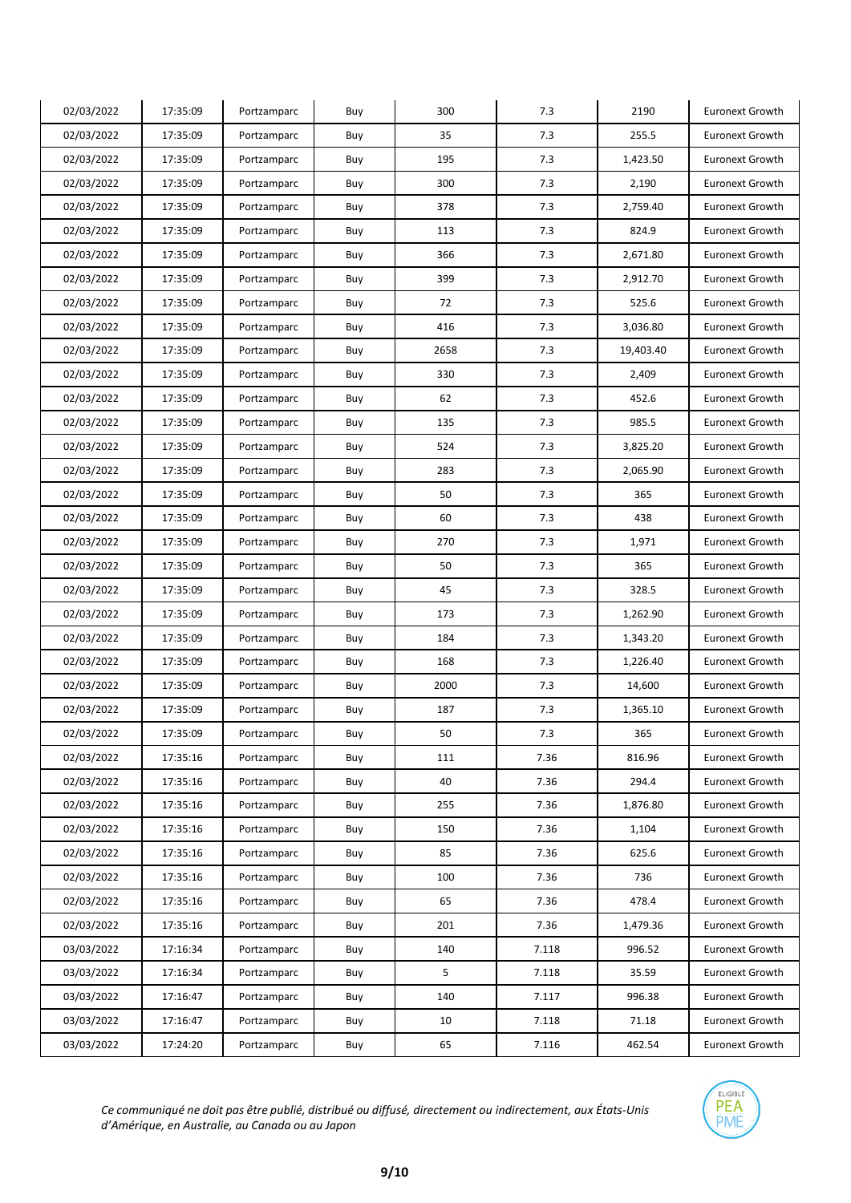| 02/03/2022 | 17:35:09 | Portzamparc | Buy | 300 | 7.3 | 2190 | Euronext Growth |
|---|---|---|---|---|---|---|---|
| 02/03/2022 | 17:35:09 | Portzamparc | Buy | 35 | 7.3 | 255.5 | Euronext Growth |
| 02/03/2022 | 17:35:09 | Portzamparc | Buy | 195 | 7.3 | 1,423.50 | Euronext Growth |
| 02/03/2022 | 17:35:09 | Portzamparc | Buy | 300 | 7.3 | 2,190 | Euronext Growth |
| 02/03/2022 | 17:35:09 | Portzamparc | Buy | 378 | 7.3 | 2,759.40 | Euronext Growth |
| 02/03/2022 | 17:35:09 | Portzamparc | Buy | 113 | 7.3 | 824.9 | Euronext Growth |
| 02/03/2022 | 17:35:09 | Portzamparc | Buy | 366 | 7.3 | 2,671.80 | Euronext Growth |
| 02/03/2022 | 17:35:09 | Portzamparc | Buy | 399 | 7.3 | 2,912.70 | Euronext Growth |
| 02/03/2022 | 17:35:09 | Portzamparc | Buy | 72 | 7.3 | 525.6 | Euronext Growth |
| 02/03/2022 | 17:35:09 | Portzamparc | Buy | 416 | 7.3 | 3,036.80 | Euronext Growth |
| 02/03/2022 | 17:35:09 | Portzamparc | Buy | 2658 | 7.3 | 19,403.40 | Euronext Growth |
| 02/03/2022 | 17:35:09 | Portzamparc | Buy | 330 | 7.3 | 2,409 | Euronext Growth |
| 02/03/2022 | 17:35:09 | Portzamparc | Buy | 62 | 7.3 | 452.6 | Euronext Growth |
| 02/03/2022 | 17:35:09 | Portzamparc | Buy | 135 | 7.3 | 985.5 | Euronext Growth |
| 02/03/2022 | 17:35:09 | Portzamparc | Buy | 524 | 7.3 | 3,825.20 | Euronext Growth |
| 02/03/2022 | 17:35:09 | Portzamparc | Buy | 283 | 7.3 | 2,065.90 | Euronext Growth |
| 02/03/2022 | 17:35:09 | Portzamparc | Buy | 50 | 7.3 | 365 | Euronext Growth |
| 02/03/2022 | 17:35:09 | Portzamparc | Buy | 60 | 7.3 | 438 | Euronext Growth |
| 02/03/2022 | 17:35:09 | Portzamparc | Buy | 270 | 7.3 | 1,971 | Euronext Growth |
| 02/03/2022 | 17:35:09 | Portzamparc | Buy | 50 | 7.3 | 365 | Euronext Growth |
| 02/03/2022 | 17:35:09 | Portzamparc | Buy | 45 | 7.3 | 328.5 | Euronext Growth |
| 02/03/2022 | 17:35:09 | Portzamparc | Buy | 173 | 7.3 | 1,262.90 | Euronext Growth |
| 02/03/2022 | 17:35:09 | Portzamparc | Buy | 184 | 7.3 | 1,343.20 | Euronext Growth |
| 02/03/2022 | 17:35:09 | Portzamparc | Buy | 168 | 7.3 | 1,226.40 | Euronext Growth |
| 02/03/2022 | 17:35:09 | Portzamparc | Buy | 2000 | 7.3 | 14,600 | Euronext Growth |
| 02/03/2022 | 17:35:09 | Portzamparc | Buy | 187 | 7.3 | 1,365.10 | Euronext Growth |
| 02/03/2022 | 17:35:09 | Portzamparc | Buy | 50 | 7.3 | 365 | Euronext Growth |
| 02/03/2022 | 17:35:16 | Portzamparc | Buy | 111 | 7.36 | 816.96 | Euronext Growth |
| 02/03/2022 | 17:35:16 | Portzamparc | Buy | 40 | 7.36 | 294.4 | Euronext Growth |
| 02/03/2022 | 17:35:16 | Portzamparc | Buy | 255 | 7.36 | 1,876.80 | Euronext Growth |
| 02/03/2022 | 17:35:16 | Portzamparc | Buy | 150 | 7.36 | 1,104 | Euronext Growth |
| 02/03/2022 | 17:35:16 | Portzamparc | Buy | 85 | 7.36 | 625.6 | Euronext Growth |
| 02/03/2022 | 17:35:16 | Portzamparc | Buy | 100 | 7.36 | 736 | Euronext Growth |
| 02/03/2022 | 17:35:16 | Portzamparc | Buy | 65 | 7.36 | 478.4 | Euronext Growth |
| 02/03/2022 | 17:35:16 | Portzamparc | Buy | 201 | 7.36 | 1,479.36 | Euronext Growth |
| 03/03/2022 | 17:16:34 | Portzamparc | Buy | 140 | 7.118 | 996.52 | Euronext Growth |
| 03/03/2022 | 17:16:34 | Portzamparc | Buy | 5 | 7.118 | 35.59 | Euronext Growth |
| 03/03/2022 | 17:16:47 | Portzamparc | Buy | 140 | 7.117 | 996.38 | Euronext Growth |
| 03/03/2022 | 17:16:47 | Portzamparc | Buy | 10 | 7.118 | 71.18 | Euronext Growth |
| 03/03/2022 | 17:24:20 | Portzamparc | Buy | 65 | 7.116 | 462.54 | Euronext Growth |

*Ce communiqué ne doit pas être publié, distribué ou diffusé, directement ou indirectement, aux États-Unis d'Amérique, en Australie, au Canada ou au Japon*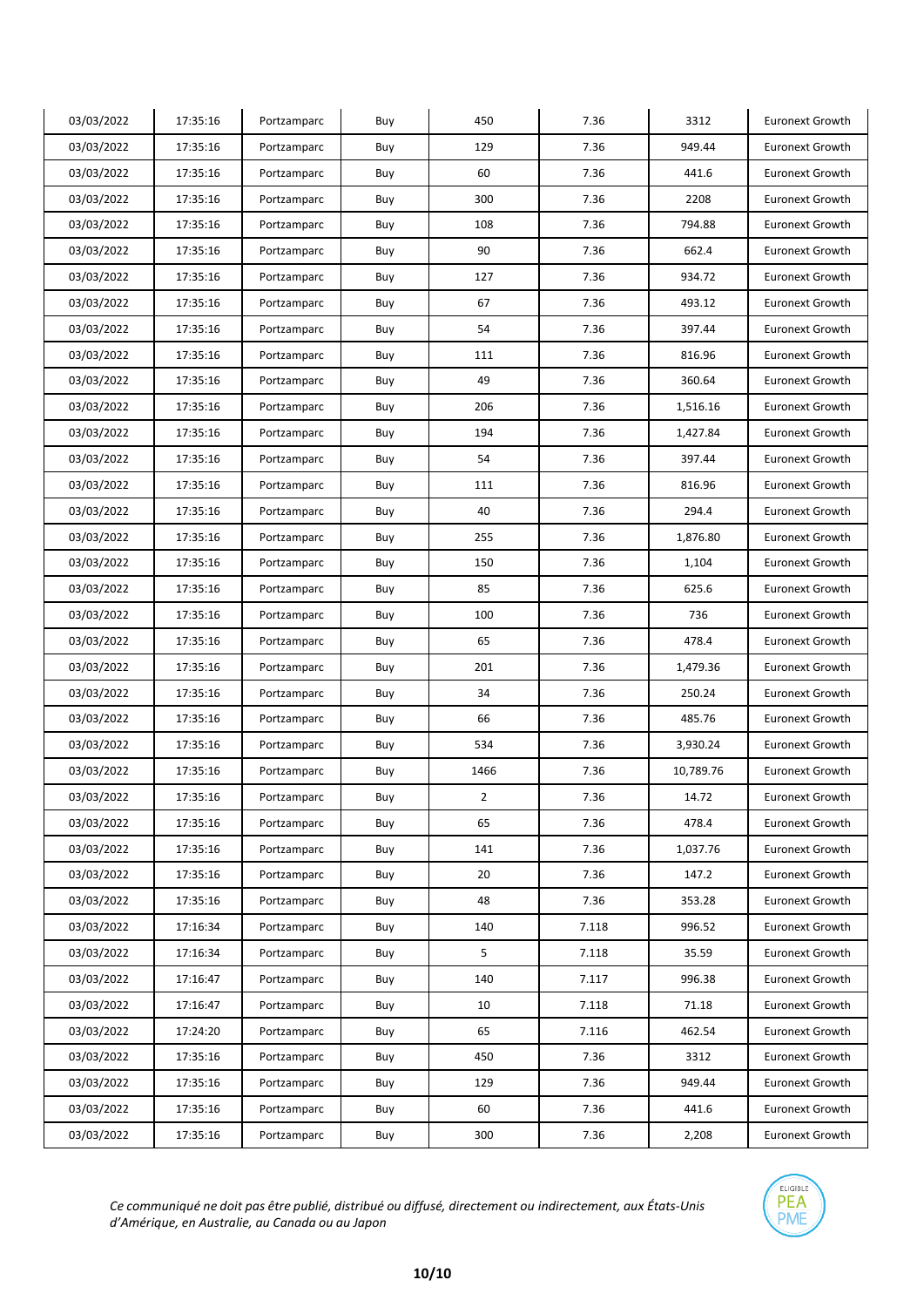| 03/03/2022 | 17:35:16 | Portzamparc | Buy | 450 | 7.36 | 3312 | Euronext Growth |
|---|---|---|---|---|---|---|---|
| 03/03/2022 | 17:35:16 | Portzamparc | Buy | 129 | 7.36 | 949.44 | Euronext Growth |
| 03/03/2022 | 17:35:16 | Portzamparc | Buy | 60 | 7.36 | 441.6 | Euronext Growth |
| 03/03/2022 | 17:35:16 | Portzamparc | Buy | 300 | 7.36 | 2208 | Euronext Growth |
| 03/03/2022 | 17:35:16 | Portzamparc | Buy | 108 | 7.36 | 794.88 | Euronext Growth |
| 03/03/2022 | 17:35:16 | Portzamparc | Buy | 90 | 7.36 | 662.4 | Euronext Growth |
| 03/03/2022 | 17:35:16 | Portzamparc | Buy | 127 | 7.36 | 934.72 | Euronext Growth |
| 03/03/2022 | 17:35:16 | Portzamparc | Buy | 67 | 7.36 | 493.12 | Euronext Growth |
| 03/03/2022 | 17:35:16 | Portzamparc | Buy | 54 | 7.36 | 397.44 | Euronext Growth |
| 03/03/2022 | 17:35:16 | Portzamparc | Buy | 111 | 7.36 | 816.96 | Euronext Growth |
| 03/03/2022 | 17:35:16 | Portzamparc | Buy | 49 | 7.36 | 360.64 | Euronext Growth |
| 03/03/2022 | 17:35:16 | Portzamparc | Buy | 206 | 7.36 | 1,516.16 | Euronext Growth |
| 03/03/2022 | 17:35:16 | Portzamparc | Buy | 194 | 7.36 | 1,427.84 | Euronext Growth |
| 03/03/2022 | 17:35:16 | Portzamparc | Buy | 54 | 7.36 | 397.44 | Euronext Growth |
| 03/03/2022 | 17:35:16 | Portzamparc | Buy | 111 | 7.36 | 816.96 | Euronext Growth |
| 03/03/2022 | 17:35:16 | Portzamparc | Buy | 40 | 7.36 | 294.4 | Euronext Growth |
| 03/03/2022 | 17:35:16 | Portzamparc | Buy | 255 | 7.36 | 1,876.80 | Euronext Growth |
| 03/03/2022 | 17:35:16 | Portzamparc | Buy | 150 | 7.36 | 1,104 | Euronext Growth |
| 03/03/2022 | 17:35:16 | Portzamparc | Buy | 85 | 7.36 | 625.6 | Euronext Growth |
| 03/03/2022 | 17:35:16 | Portzamparc | Buy | 100 | 7.36 | 736 | Euronext Growth |
| 03/03/2022 | 17:35:16 | Portzamparc | Buy | 65 | 7.36 | 478.4 | Euronext Growth |
| 03/03/2022 | 17:35:16 | Portzamparc | Buy | 201 | 7.36 | 1,479.36 | Euronext Growth |
| 03/03/2022 | 17:35:16 | Portzamparc | Buy | 34 | 7.36 | 250.24 | Euronext Growth |
| 03/03/2022 | 17:35:16 | Portzamparc | Buy | 66 | 7.36 | 485.76 | Euronext Growth |
| 03/03/2022 | 17:35:16 | Portzamparc | Buy | 534 | 7.36 | 3,930.24 | Euronext Growth |
| 03/03/2022 | 17:35:16 | Portzamparc | Buy | 1466 | 7.36 | 10,789.76 | Euronext Growth |
| 03/03/2022 | 17:35:16 | Portzamparc | Buy | 2 | 7.36 | 14.72 | Euronext Growth |
| 03/03/2022 | 17:35:16 | Portzamparc | Buy | 65 | 7.36 | 478.4 | Euronext Growth |
| 03/03/2022 | 17:35:16 | Portzamparc | Buy | 141 | 7.36 | 1,037.76 | Euronext Growth |
| 03/03/2022 | 17:35:16 | Portzamparc | Buy | 20 | 7.36 | 147.2 | Euronext Growth |
| 03/03/2022 | 17:35:16 | Portzamparc | Buy | 48 | 7.36 | 353.28 | Euronext Growth |
| 03/03/2022 | 17:16:34 | Portzamparc | Buy | 140 | 7.118 | 996.52 | Euronext Growth |
| 03/03/2022 | 17:16:34 | Portzamparc | Buy | 5 | 7.118 | 35.59 | Euronext Growth |
| 03/03/2022 | 17:16:47 | Portzamparc | Buy | 140 | 7.117 | 996.38 | Euronext Growth |
| 03/03/2022 | 17:16:47 | Portzamparc | Buy | 10 | 7.118 | 71.18 | Euronext Growth |
| 03/03/2022 | 17:24:20 | Portzamparc | Buy | 65 | 7.116 | 462.54 | Euronext Growth |
| 03/03/2022 | 17:35:16 | Portzamparc | Buy | 450 | 7.36 | 3312 | Euronext Growth |
| 03/03/2022 | 17:35:16 | Portzamparc | Buy | 129 | 7.36 | 949.44 | Euronext Growth |
| 03/03/2022 | 17:35:16 | Portzamparc | Buy | 60 | 7.36 | 441.6 | Euronext Growth |
| 03/03/2022 | 17:35:16 | Portzamparc | Buy | 300 | 7.36 | 2,208 | Euronext Growth |

*Ce communiqué ne doit pas être publié, distribué ou diffusé, directement ou indirectement, aux États-Unis d'Amérique, en Australie, au Canada ou au Japon*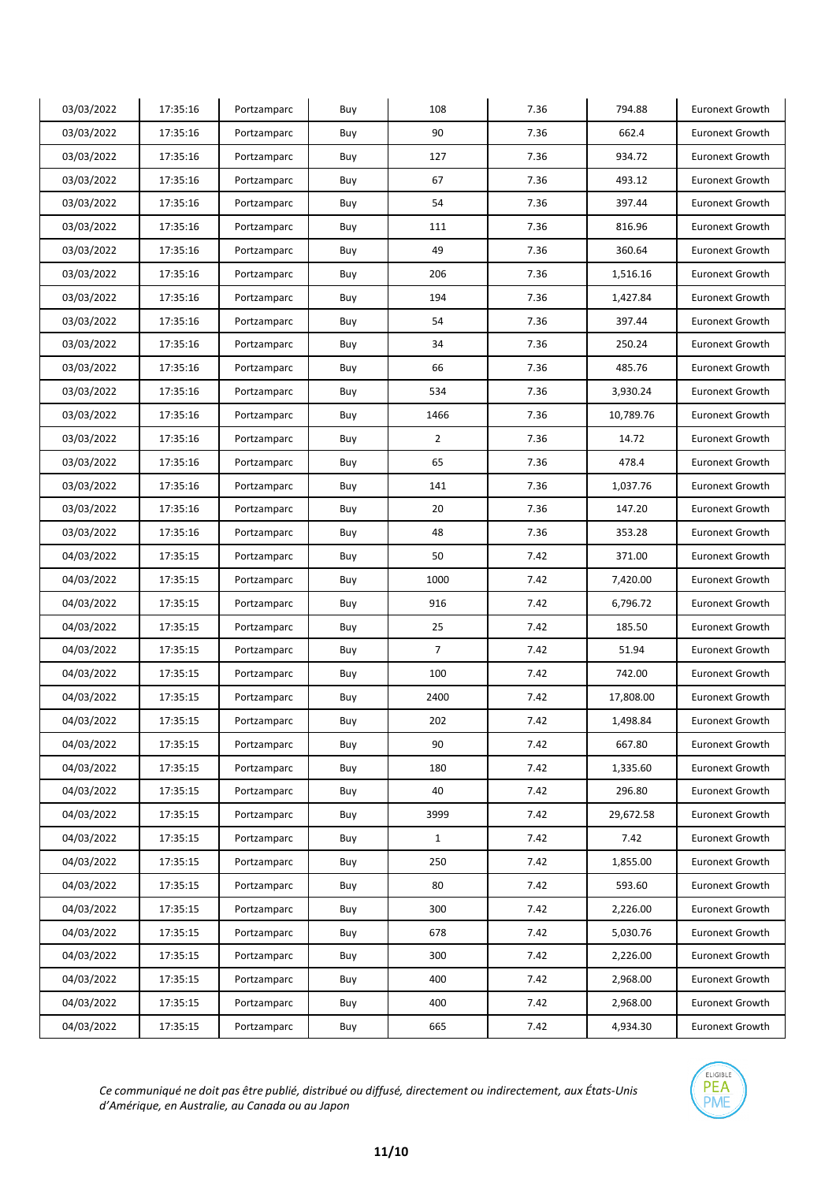| 03/03/2022 | 17:35:16 | Portzamparc | Buy | 108 | 7.36 | 794.88 | Euronext Growth |
|---|---|---|---|---|---|---|---|
| 03/03/2022 | 17:35:16 | Portzamparc | Buy | 90 | 7.36 | 662.4 | Euronext Growth |
| 03/03/2022 | 17:35:16 | Portzamparc | Buy | 127 | 7.36 | 934.72 | Euronext Growth |
| 03/03/2022 | 17:35:16 | Portzamparc | Buy | 67 | 7.36 | 493.12 | Euronext Growth |
| 03/03/2022 | 17:35:16 | Portzamparc | Buy | 54 | 7.36 | 397.44 | Euronext Growth |
| 03/03/2022 | 17:35:16 | Portzamparc | Buy | 111 | 7.36 | 816.96 | Euronext Growth |
| 03/03/2022 | 17:35:16 | Portzamparc | Buy | 49 | 7.36 | 360.64 | Euronext Growth |
| 03/03/2022 | 17:35:16 | Portzamparc | Buy | 206 | 7.36 | 1,516.16 | Euronext Growth |
| 03/03/2022 | 17:35:16 | Portzamparc | Buy | 194 | 7.36 | 1,427.84 | Euronext Growth |
| 03/03/2022 | 17:35:16 | Portzamparc | Buy | 54 | 7.36 | 397.44 | Euronext Growth |
| 03/03/2022 | 17:35:16 | Portzamparc | Buy | 34 | 7.36 | 250.24 | Euronext Growth |
| 03/03/2022 | 17:35:16 | Portzamparc | Buy | 66 | 7.36 | 485.76 | Euronext Growth |
| 03/03/2022 | 17:35:16 | Portzamparc | Buy | 534 | 7.36 | 3,930.24 | Euronext Growth |
| 03/03/2022 | 17:35:16 | Portzamparc | Buy | 1466 | 7.36 | 10,789.76 | Euronext Growth |
| 03/03/2022 | 17:35:16 | Portzamparc | Buy | 2 | 7.36 | 14.72 | Euronext Growth |
| 03/03/2022 | 17:35:16 | Portzamparc | Buy | 65 | 7.36 | 478.4 | Euronext Growth |
| 03/03/2022 | 17:35:16 | Portzamparc | Buy | 141 | 7.36 | 1,037.76 | Euronext Growth |
| 03/03/2022 | 17:35:16 | Portzamparc | Buy | 20 | 7.36 | 147.20 | Euronext Growth |
| 03/03/2022 | 17:35:16 | Portzamparc | Buy | 48 | 7.36 | 353.28 | Euronext Growth |
| 04/03/2022 | 17:35:15 | Portzamparc | Buy | 50 | 7.42 | 371.00 | Euronext Growth |
| 04/03/2022 | 17:35:15 | Portzamparc | Buy | 1000 | 7.42 | 7,420.00 | Euronext Growth |
| 04/03/2022 | 17:35:15 | Portzamparc | Buy | 916 | 7.42 | 6,796.72 | Euronext Growth |
| 04/03/2022 | 17:35:15 | Portzamparc | Buy | 25 | 7.42 | 185.50 | Euronext Growth |
| 04/03/2022 | 17:35:15 | Portzamparc | Buy | 7 | 7.42 | 51.94 | Euronext Growth |
| 04/03/2022 | 17:35:15 | Portzamparc | Buy | 100 | 7.42 | 742.00 | Euronext Growth |
| 04/03/2022 | 17:35:15 | Portzamparc | Buy | 2400 | 7.42 | 17,808.00 | Euronext Growth |
| 04/03/2022 | 17:35:15 | Portzamparc | Buy | 202 | 7.42 | 1,498.84 | Euronext Growth |
| 04/03/2022 | 17:35:15 | Portzamparc | Buy | 90 | 7.42 | 667.80 | Euronext Growth |
| 04/03/2022 | 17:35:15 | Portzamparc | Buy | 180 | 7.42 | 1,335.60 | Euronext Growth |
| 04/03/2022 | 17:35:15 | Portzamparc | Buy | 40 | 7.42 | 296.80 | Euronext Growth |
| 04/03/2022 | 17:35:15 | Portzamparc | Buy | 3999 | 7.42 | 29,672.58 | Euronext Growth |
| 04/03/2022 | 17:35:15 | Portzamparc | Buy | 1 | 7.42 | 7.42 | Euronext Growth |
| 04/03/2022 | 17:35:15 | Portzamparc | Buy | 250 | 7.42 | 1,855.00 | Euronext Growth |
| 04/03/2022 | 17:35:15 | Portzamparc | Buy | 80 | 7.42 | 593.60 | Euronext Growth |
| 04/03/2022 | 17:35:15 | Portzamparc | Buy | 300 | 7.42 | 2,226.00 | Euronext Growth |
| 04/03/2022 | 17:35:15 | Portzamparc | Buy | 678 | 7.42 | 5,030.76 | Euronext Growth |
| 04/03/2022 | 17:35:15 | Portzamparc | Buy | 300 | 7.42 | 2,226.00 | Euronext Growth |
| 04/03/2022 | 17:35:15 | Portzamparc | Buy | 400 | 7.42 | 2,968.00 | Euronext Growth |
| 04/03/2022 | 17:35:15 | Portzamparc | Buy | 400 | 7.42 | 2,968.00 | Euronext Growth |
| 04/03/2022 | 17:35:15 | Portzamparc | Buy | 665 | 7.42 | 4,934.30 | Euronext Growth |

*Ce communiqué ne doit pas être publié, distribué ou diffusé, directement ou indirectement, aux États-Unis d'Amérique, en Australie, au Canada ou au Japon*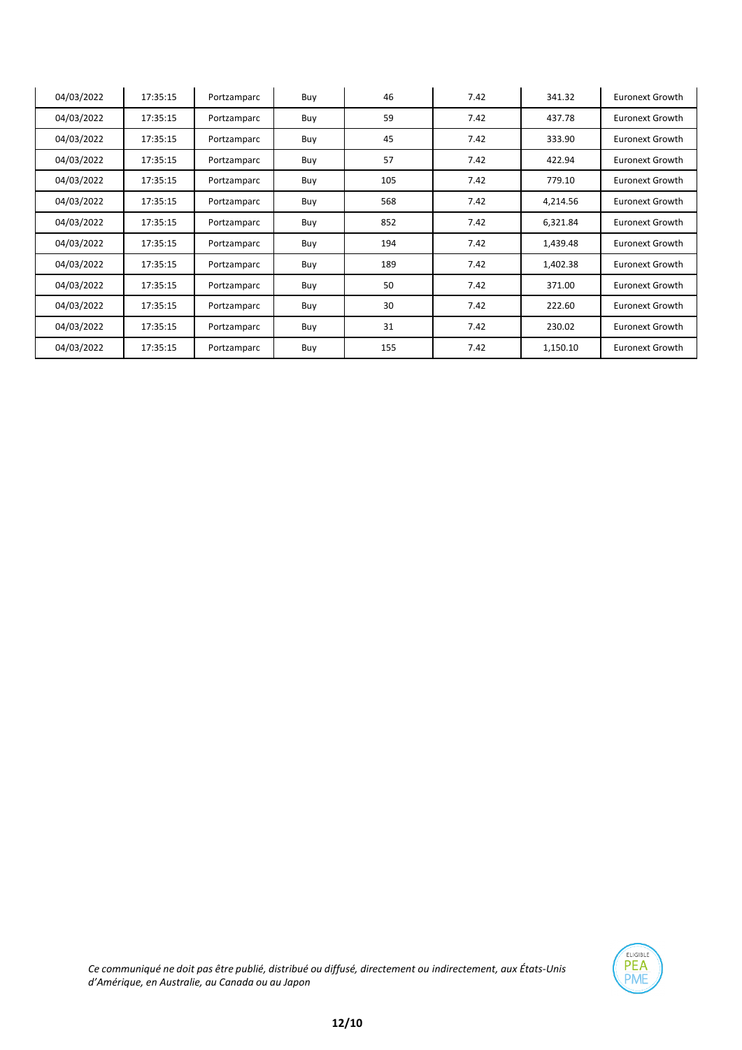| | | | | | | | |
|---|---|---|---|---|---|---|---|
| 04/03/2022 | 17:35:15 | Portzamparc | Buy | 46 | 7.42 | 341.32 | Euronext Growth |
| 04/03/2022 | 17:35:15 | Portzamparc | Buy | 59 | 7.42 | 437.78 | Euronext Growth |
| 04/03/2022 | 17:35:15 | Portzamparc | Buy | 45 | 7.42 | 333.90 | Euronext Growth |
| 04/03/2022 | 17:35:15 | Portzamparc | Buy | 57 | 7.42 | 422.94 | Euronext Growth |
| 04/03/2022 | 17:35:15 | Portzamparc | Buy | 105 | 7.42 | 779.10 | Euronext Growth |
| 04/03/2022 | 17:35:15 | Portzamparc | Buy | 568 | 7.42 | 4,214.56 | Euronext Growth |
| 04/03/2022 | 17:35:15 | Portzamparc | Buy | 852 | 7.42 | 6,321.84 | Euronext Growth |
| 04/03/2022 | 17:35:15 | Portzamparc | Buy | 194 | 7.42 | 1,439.48 | Euronext Growth |
| 04/03/2022 | 17:35:15 | Portzamparc | Buy | 189 | 7.42 | 1,402.38 | Euronext Growth |
| 04/03/2022 | 17:35:15 | Portzamparc | Buy | 50 | 7.42 | 371.00 | Euronext Growth |
| 04/03/2022 | 17:35:15 | Portzamparc | Buy | 30 | 7.42 | 222.60 | Euronext Growth |
| 04/03/2022 | 17:35:15 | Portzamparc | Buy | 31 | 7.42 | 230.02 | Euronext Growth |
| 04/03/2022 | 17:35:15 | Portzamparc | Buy | 155 | 7.42 | 1,150.10 | Euronext Growth |

*Ce communiqué ne doit pas être publié, distribué ou diffusé, directement ou indirectement, aux États-Unis d'Amérique, en Australie, au Canada ou au Japon*

ELIGIBLE PEA PME